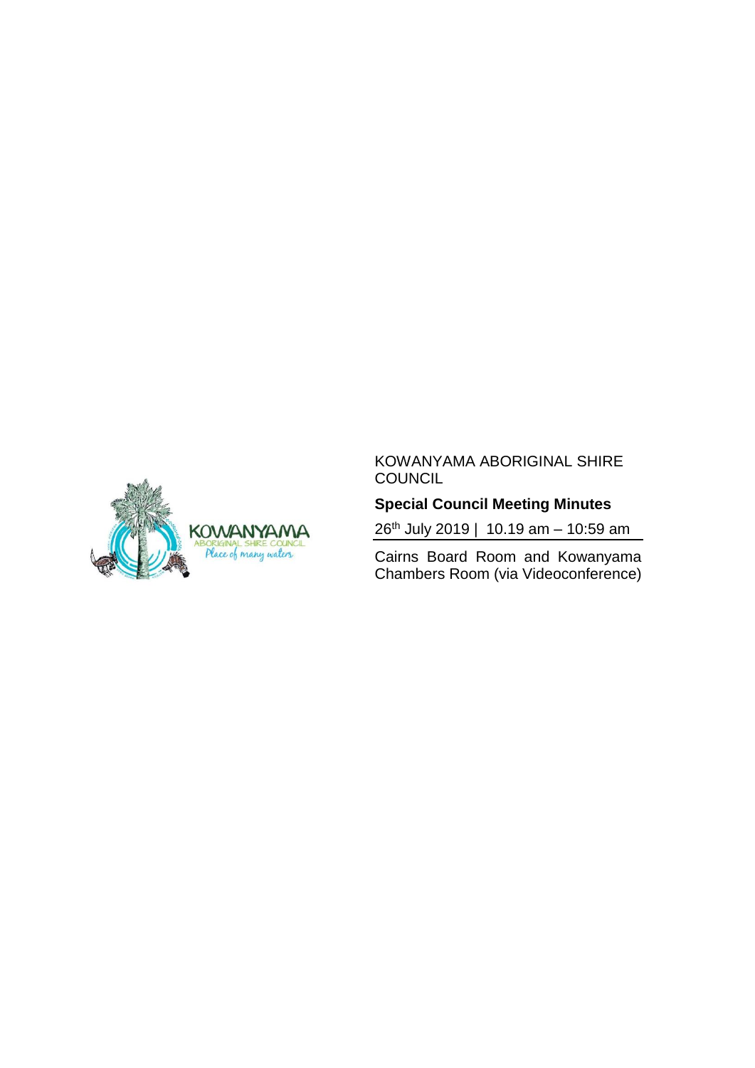KOWANYAMA ABORIGINAL SHIRE COUNCIL

**Special Council Meeting Minutes**

26th July 2019 | 10.19 am – 10:59 am

Cairns Board Room and Kowanyama Chambers Room (via Videoconference)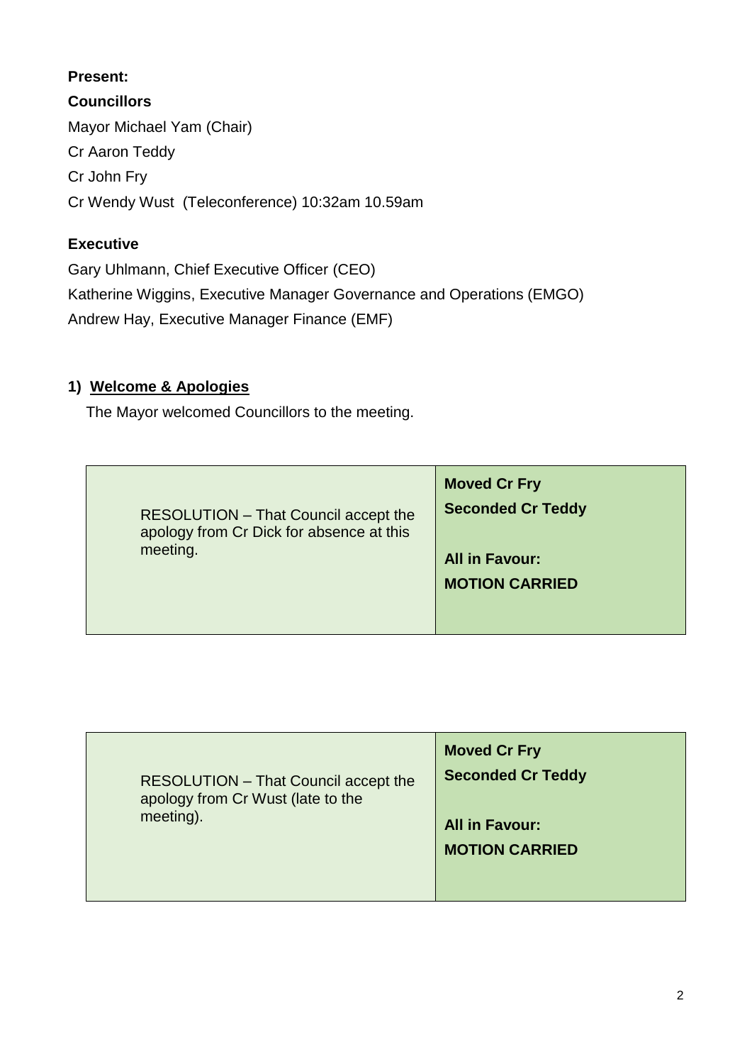**Present:**

**Councillors**

Mayor Michael Yam (Chair)

Cr Aaron Teddy

Cr John Fry

Cr Wendy Wust (Teleconference) 10:32am 10.59am

**Executive**

Gary Uhlmann, Chief Executive Officer (CEO)

Katherine Wiggins, Executive Manager Governance and Operations (EMGO)

Andrew Hay, Executive Manager Finance (EMF)

## 1) Welcome & Apologies

The Mayor welcomed Councillors to the meeting.

| | |
|---|---|
| RESOLUTION – That Council accept the apology from Cr Dick for absence at this meeting. | **Moved Cr Fry**<br>**Seconded Cr Teddy**<br><br>**All in Favour:**<br>**MOTION CARRIED** |

| | |
|---|---|
| RESOLUTION – That Council accept the apology from Cr Wust (late to the meeting). | **Moved Cr Fry**<br>**Seconded Cr Teddy**<br><br>**All in Favour:**<br>**MOTION CARRIED** |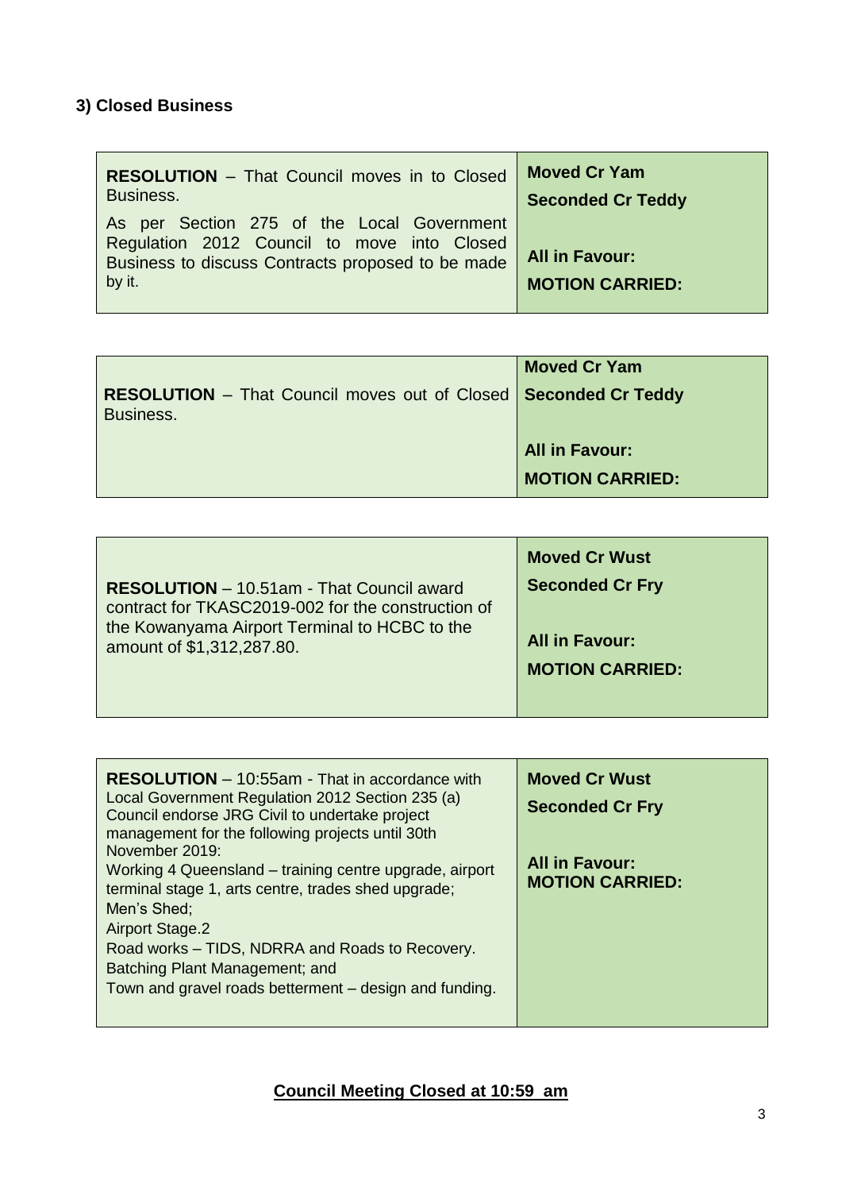### 3) Closed Business

| | |
|---|---|
| **RESOLUTION** – That Council moves in to Closed Business.<br>As per Section 275 of the Local Government Regulation 2012 Council to move into Closed Business to discuss Contracts proposed to be made by it. | **Moved Cr Yam**<br>**Seconded Cr Teddy**<br><br>**All in Favour:**<br>**MOTION CARRIED:** |

| | |
|---|---|
| **RESOLUTION** – That Council moves out of Closed Business. | **Moved Cr Yam**<br>**Seconded Cr Teddy**<br><br>**All in Favour:**<br>**MOTION CARRIED:** |

| | |
|---|---|
| **RESOLUTION** – 10.51am - That Council award contract for TKASC2019-002 for the construction of the Kowanyama Airport Terminal to HCBC to the amount of $1,312,287.80. | **Moved Cr Wust**<br>**Seconded Cr Fry**<br><br>**All in Favour:**<br>**MOTION CARRIED:** |

| | |
|---|---|
| **RESOLUTION** – 10:55am - That in accordance with Local Government Regulation 2012 Section 235 (a) Council endorse JRG Civil to undertake project management for the following projects until 30th November 2019:<br>Working 4 Queensland – training centre upgrade, airport terminal stage 1, arts centre, trades shed upgrade;<br>Men's Shed;<br>Airport Stage.2<br>Road works – TIDS, NDRRA and Roads to Recovery.<br>Batching Plant Management; and<br>Town and gravel roads betterment – design and funding. | **Moved Cr Wust**<br>**Seconded Cr Fry**<br><br>**All in Favour:**<br>**MOTION CARRIED:** |

**Council Meeting Closed at 10:59 am**